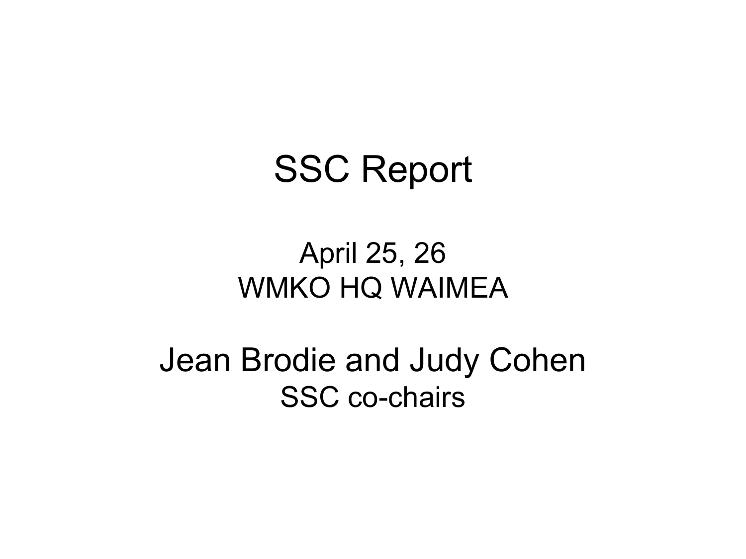# SSC Report

April 25, 26

WMKO HQ WAIMEA

## Jean Brodie and Judy Cohen

SSC co-chairs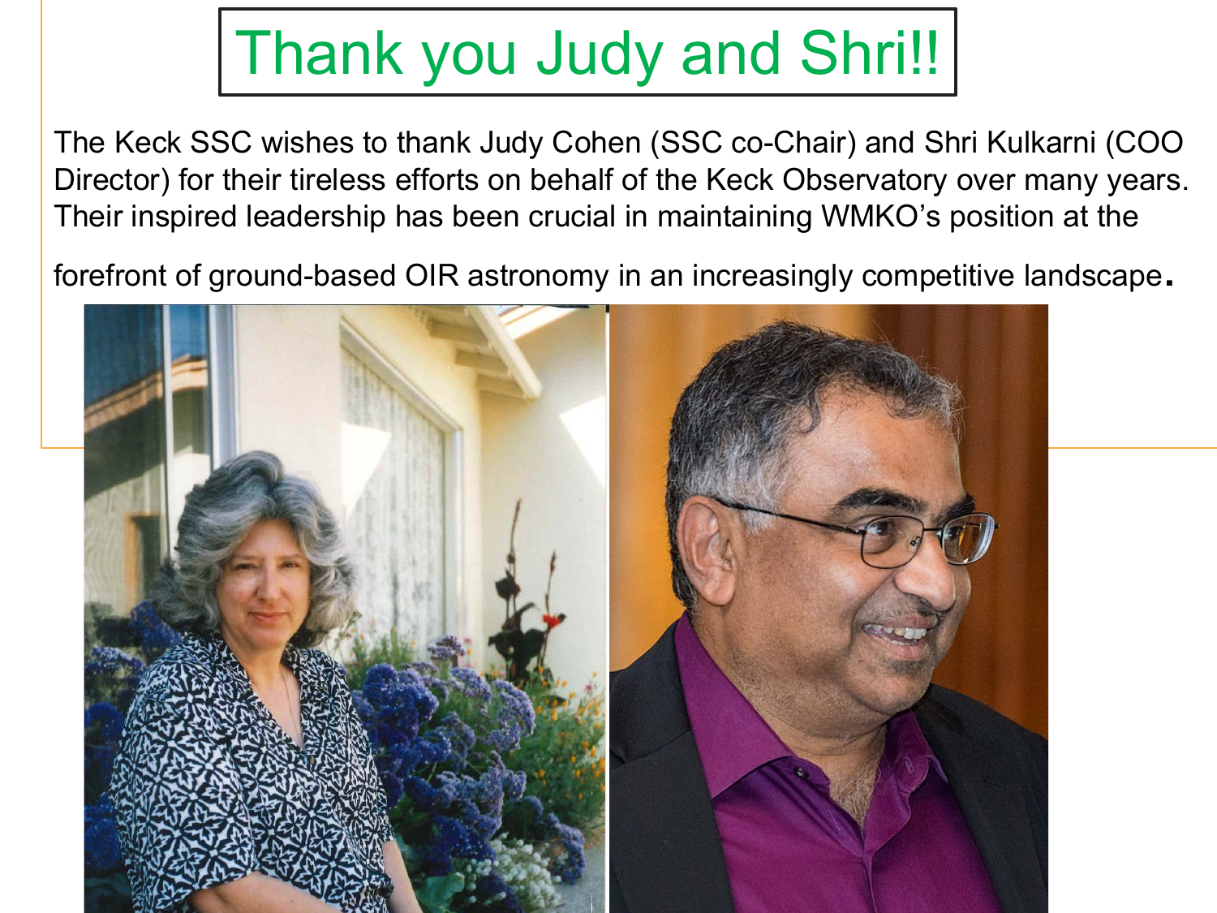# Thank you Judy and Shri!!

The Keck SSC wishes to thank Judy Cohen (SSC co-Chair) and Shri Kulkarni (COO Director) for their tireless efforts on behalf of the Keck Observatory over many years. Their inspired leadership has been crucial in maintaining WMKO's position at the forefront of ground-based OIR astronomy in an increasingly competitive landscape.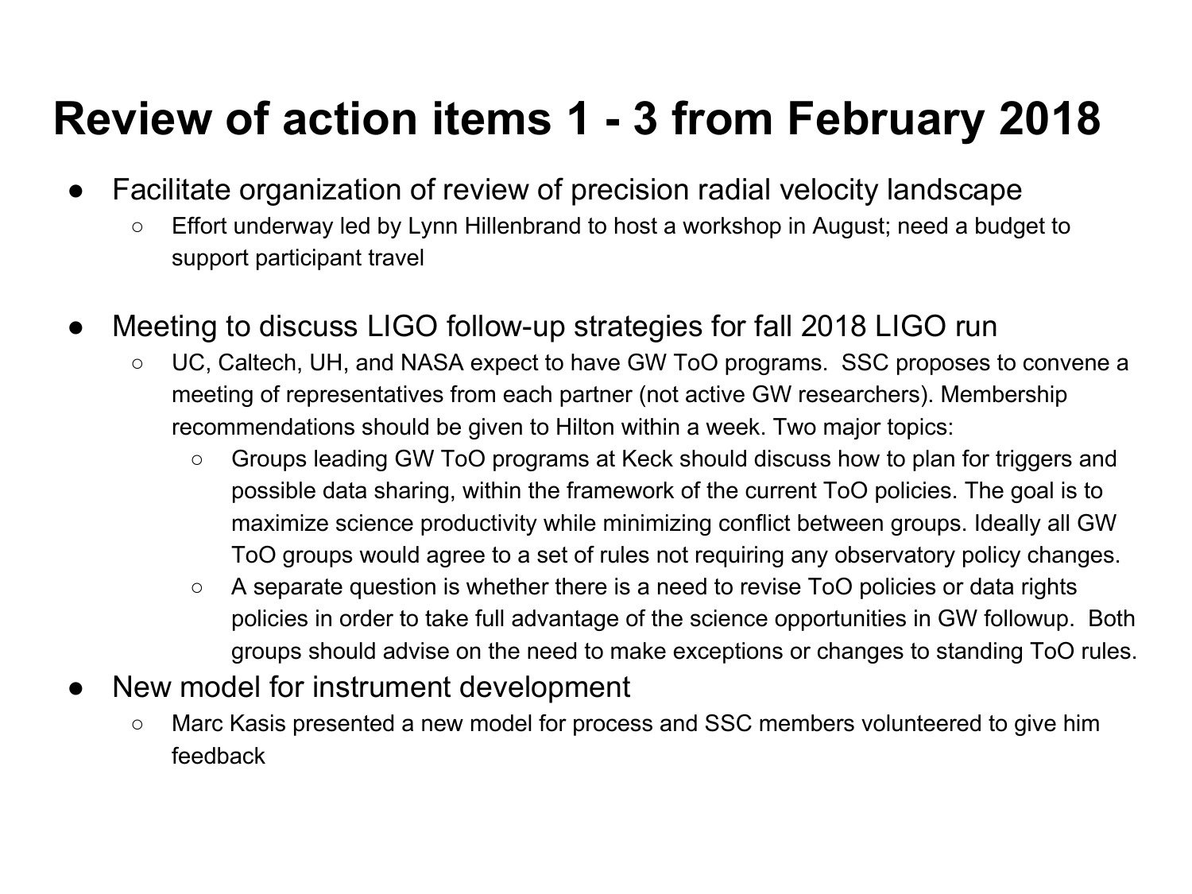# Review of action items 1 - 3 from February 2018

- Facilitate organization of review of precision radial velocity landscape
  - Effort underway led by Lynn Hillenbrand to host a workshop in August; need a budget to support participant travel
- Meeting to discuss LIGO follow-up strategies for fall 2018 LIGO run
  - UC, Caltech, UH, and NASA expect to have GW ToO programs. SSC proposes to convene a meeting of representatives from each partner (not active GW researchers). Membership recommendations should be given to Hilton within a week. Two major topics:
    - Groups leading GW ToO programs at Keck should discuss how to plan for triggers and possible data sharing, within the framework of the current ToO policies. The goal is to maximize science productivity while minimizing conflict between groups. Ideally all GW ToO groups would agree to a set of rules not requiring any observatory policy changes.
    - A separate question is whether there is a need to revise ToO policies or data rights policies in order to take full advantage of the science opportunities in GW followup. Both groups should advise on the need to make exceptions or changes to standing ToO rules.
- New model for instrument development
  - Marc Kasis presented a new model for process and SSC members volunteered to give him feedback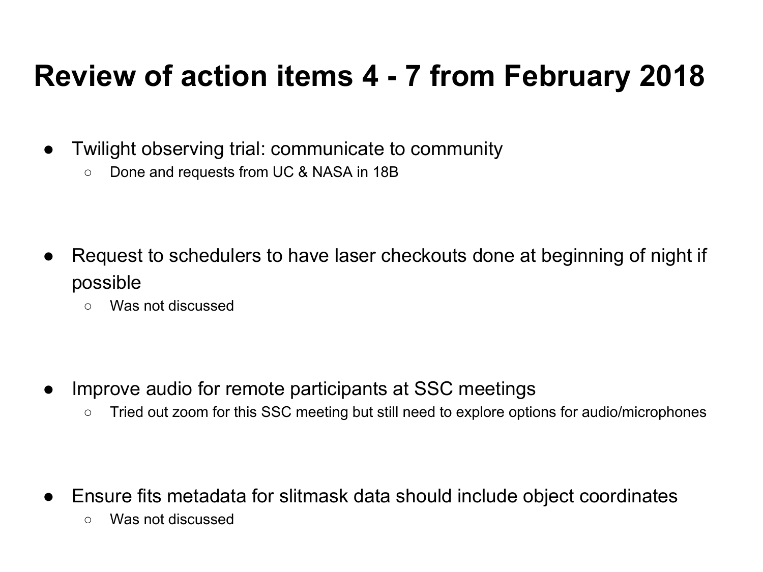# Review of action items 4 - 7 from February 2018

- Twilight observing trial: communicate to community
    - Done and requests from UC & NASA in 18B

- Request to schedulers to have laser checkouts done at beginning of night if possible
    - Was not discussed

- Improve audio for remote participants at SSC meetings
    - Tried out zoom for this SSC meeting but still need to explore options for audio/microphones

- Ensure fits metadata for slitmask data should include object coordinates
    - Was not discussed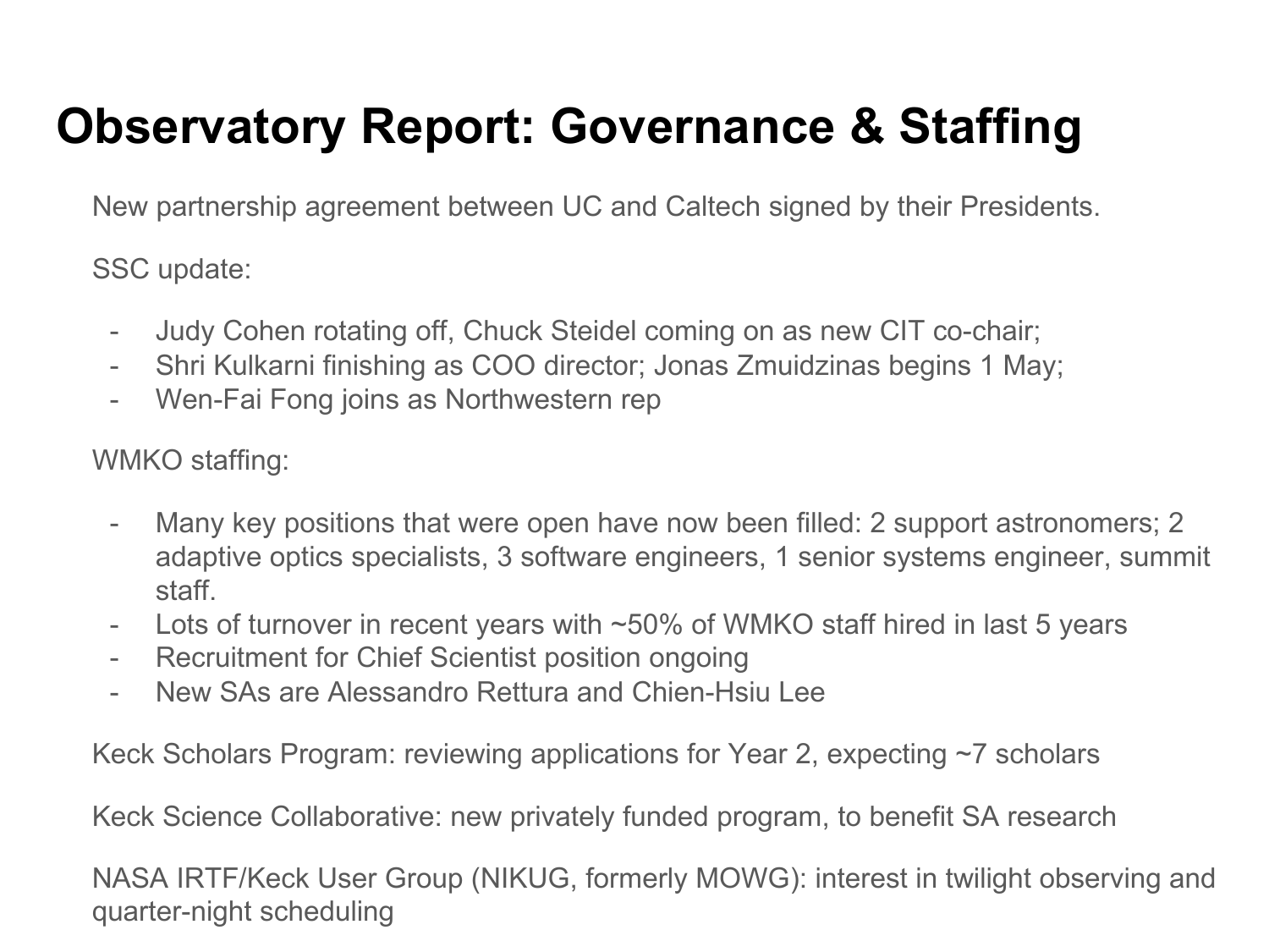# Observatory Report: Governance & Staffing

New partnership agreement between UC and Caltech signed by their Presidents.

SSC update:

- Judy Cohen rotating off, Chuck Steidel coming on as new CIT co-chair;
- Shri Kulkarni finishing as COO director; Jonas Zmuidzinas begins 1 May;
- Wen-Fai Fong joins as Northwestern rep

WMKO staffing:

- Many key positions that were open have now been filled: 2 support astronomers; 2 adaptive optics specialists, 3 software engineers, 1 senior systems engineer, summit staff.
- Lots of turnover in recent years with ~50% of WMKO staff hired in last 5 years
- Recruitment for Chief Scientist position ongoing
- New SAs are Alessandro Rettura and Chien-Hsiu Lee

Keck Scholars Program: reviewing applications for Year 2, expecting ~7 scholars

Keck Science Collaborative: new privately funded program, to benefit SA research

NASA IRTF/Keck User Group (NIKUG, formerly MOWG): interest in twilight observing and quarter-night scheduling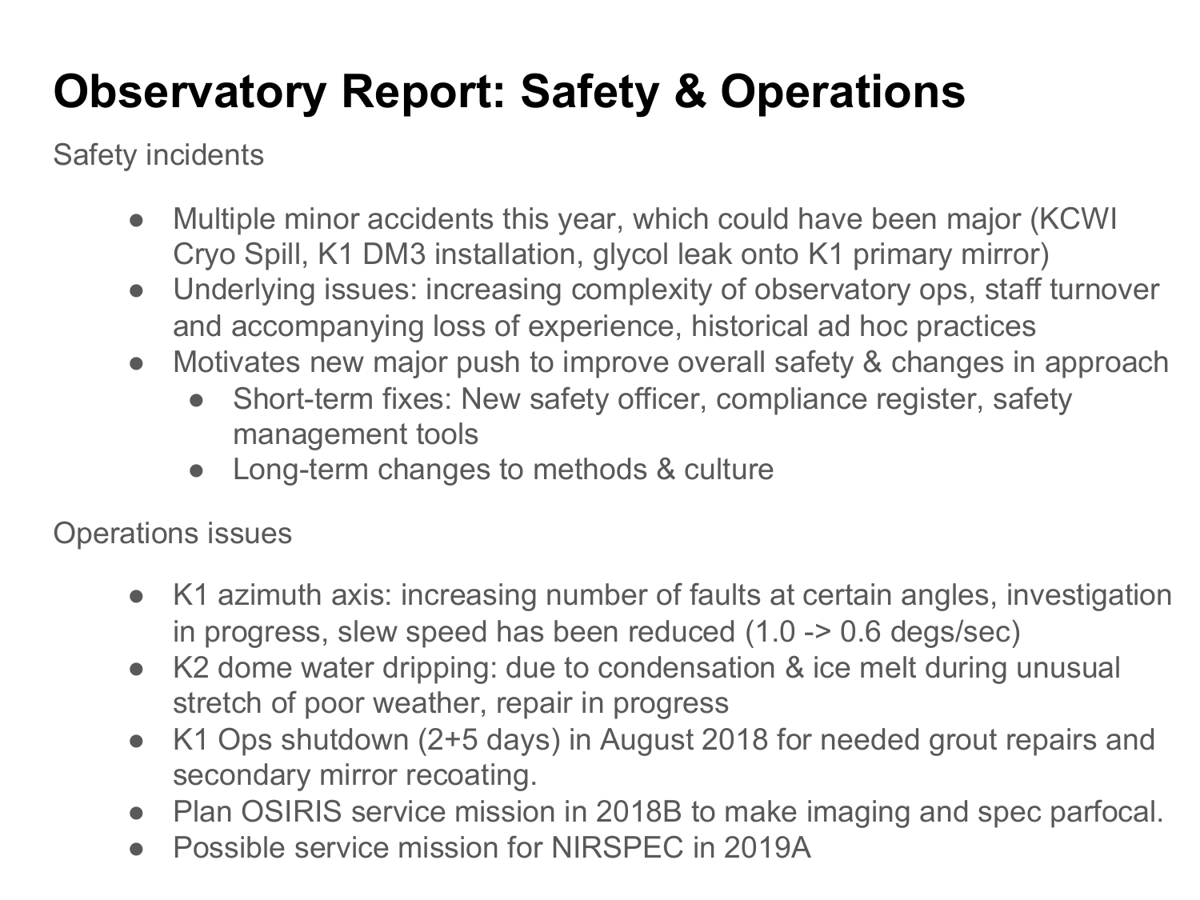# Observatory Report: Safety & Operations

Safety incidents

- Multiple minor accidents this year, which could have been major (KCWI Cryo Spill, K1 DM3 installation, glycol leak onto K1 primary mirror)
- Underlying issues: increasing complexity of observatory ops, staff turnover and accompanying loss of experience, historical ad hoc practices
- Motivates new major push to improve overall safety & changes in approach
  - Short-term fixes: New safety officer, compliance register, safety management tools
  - Long-term changes to methods & culture

Operations issues

- K1 azimuth axis: increasing number of faults at certain angles, investigation in progress, slew speed has been reduced (1.0 -> 0.6 degs/sec)
- K2 dome water dripping: due to condensation & ice melt during unusual stretch of poor weather, repair in progress
- K1 Ops shutdown (2+5 days) in August 2018 for needed grout repairs and secondary mirror recoating.
- Plan OSIRIS service mission in 2018B to make imaging and spec parfocal.
- Possible service mission for NIRSPEC in 2019A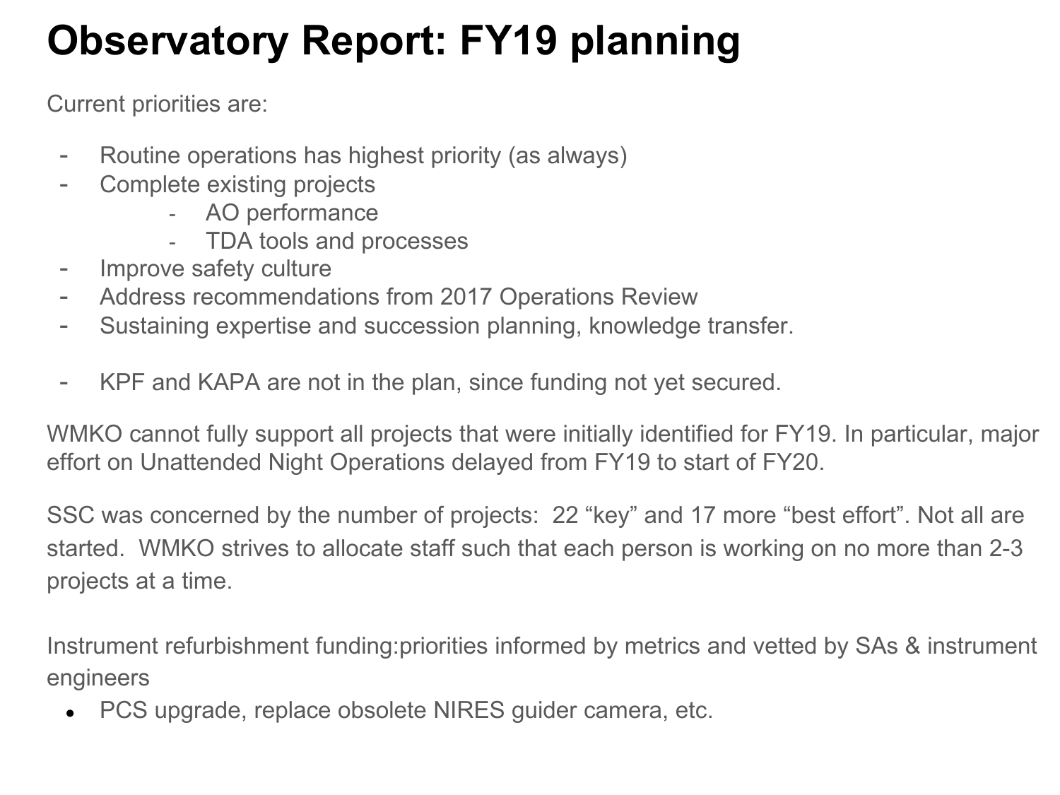# Observatory Report: FY19 planning

Current priorities are:

- Routine operations has highest priority (as always)
- Complete existing projects
    - AO performance
    - TDA tools and processes
- Improve safety culture
- Address recommendations from 2017 Operations Review
- Sustaining expertise and succession planning, knowledge transfer.

- KPF and KAPA are not in the plan, since funding not yet secured.

WMKO cannot fully support all projects that were initially identified for FY19. In particular, major effort on Unattended Night Operations delayed from FY19 to start of FY20.

SSC was concerned by the number of projects: 22 “key” and 17 more “best effort”. Not all are started. WMKO strives to allocate staff such that each person is working on no more than 2-3 projects at a time.

Instrument refurbishment funding:priorities informed by metrics and vetted by SAs & instrument engineers

- PCS upgrade, replace obsolete NIRES guider camera, etc.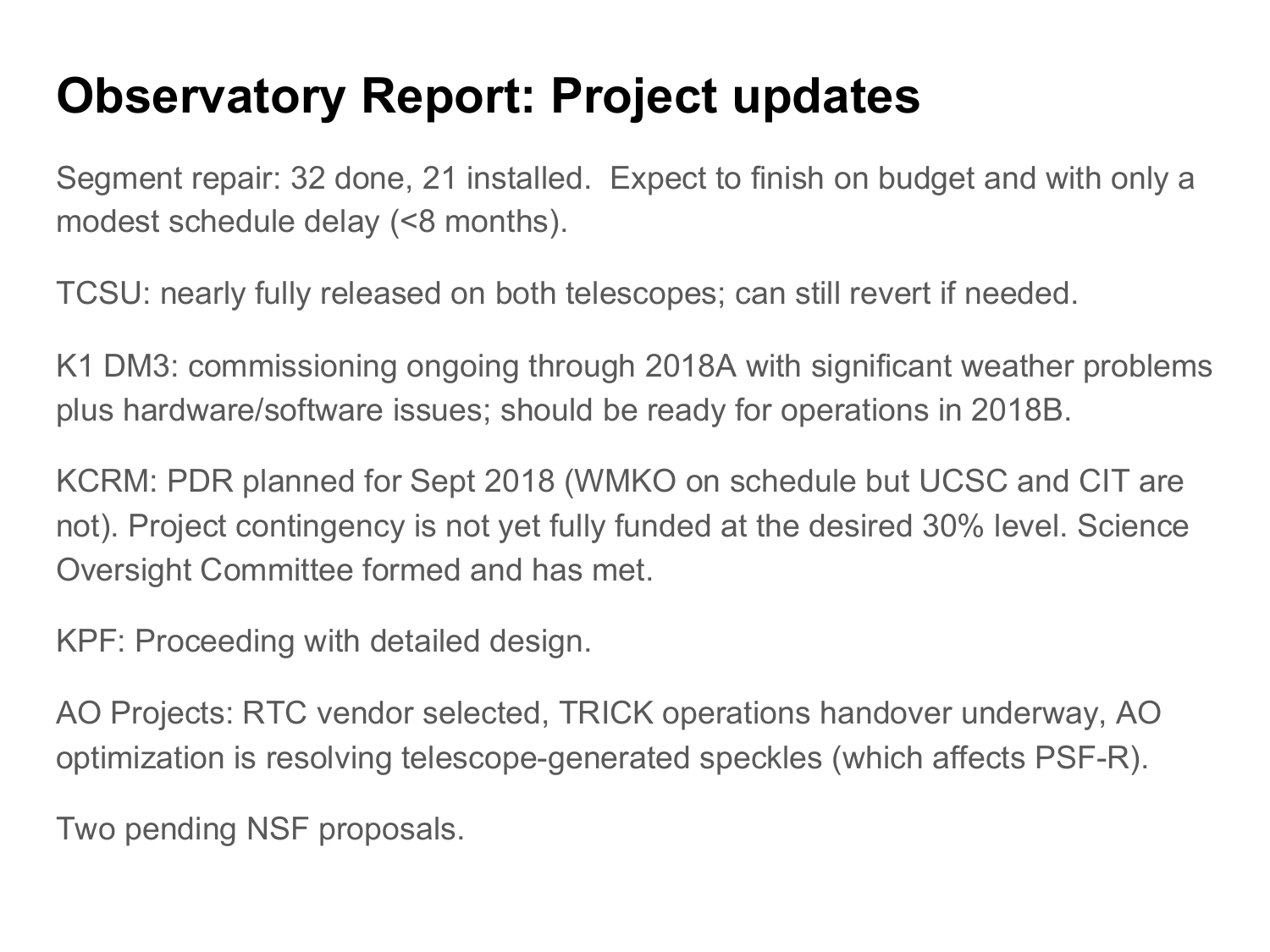# Observatory Report: Project updates

Segment repair: 32 done, 21 installed. Expect to finish on budget and with only a modest schedule delay (<8 months).

TCSU: nearly fully released on both telescopes; can still revert if needed.

K1 DM3: commissioning ongoing through 2018A with significant weather problems plus hardware/software issues; should be ready for operations in 2018B.

KCRM: PDR planned for Sept 2018 (WMKO on schedule but UCSC and CIT are not). Project contingency is not yet fully funded at the desired 30% level. Science Oversight Committee formed and has met.

KPF: Proceeding with detailed design.

AO Projects: RTC vendor selected, TRICK operations handover underway, AO optimization is resolving telescope-generated speckles (which affects PSF-R).

Two pending NSF proposals.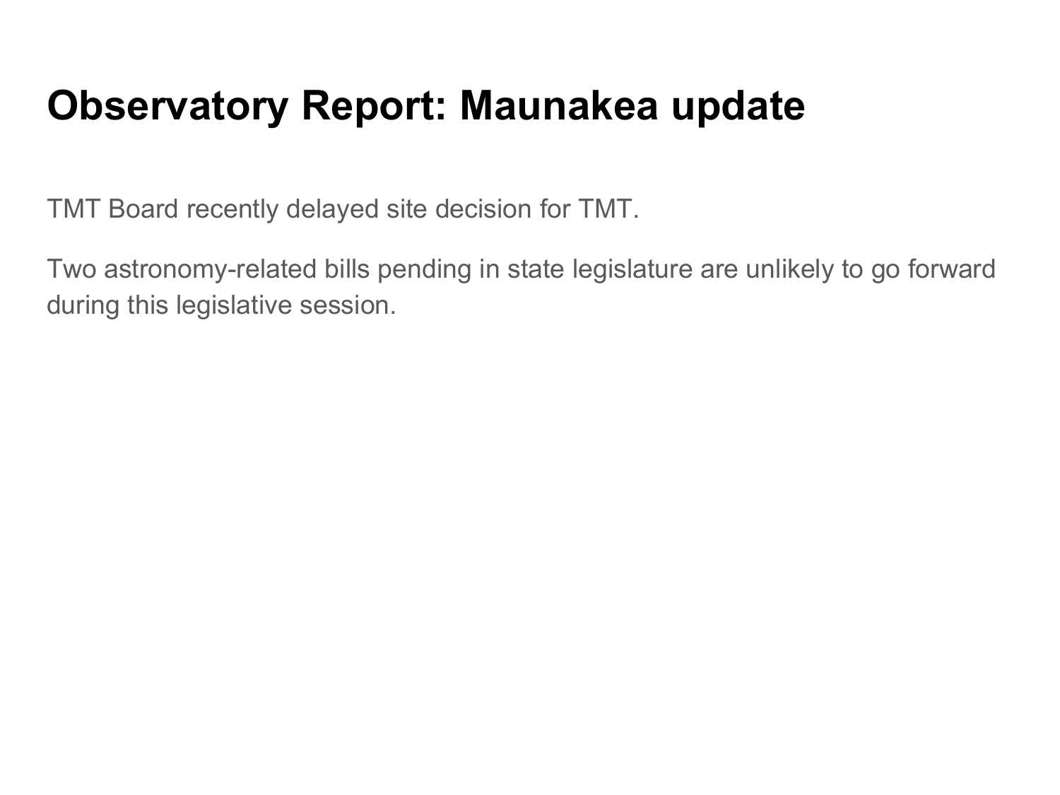# Observatory Report: Maunakea update

TMT Board recently delayed site decision for TMT.

Two astronomy-related bills pending in state legislature are unlikely to go forward during this legislative session.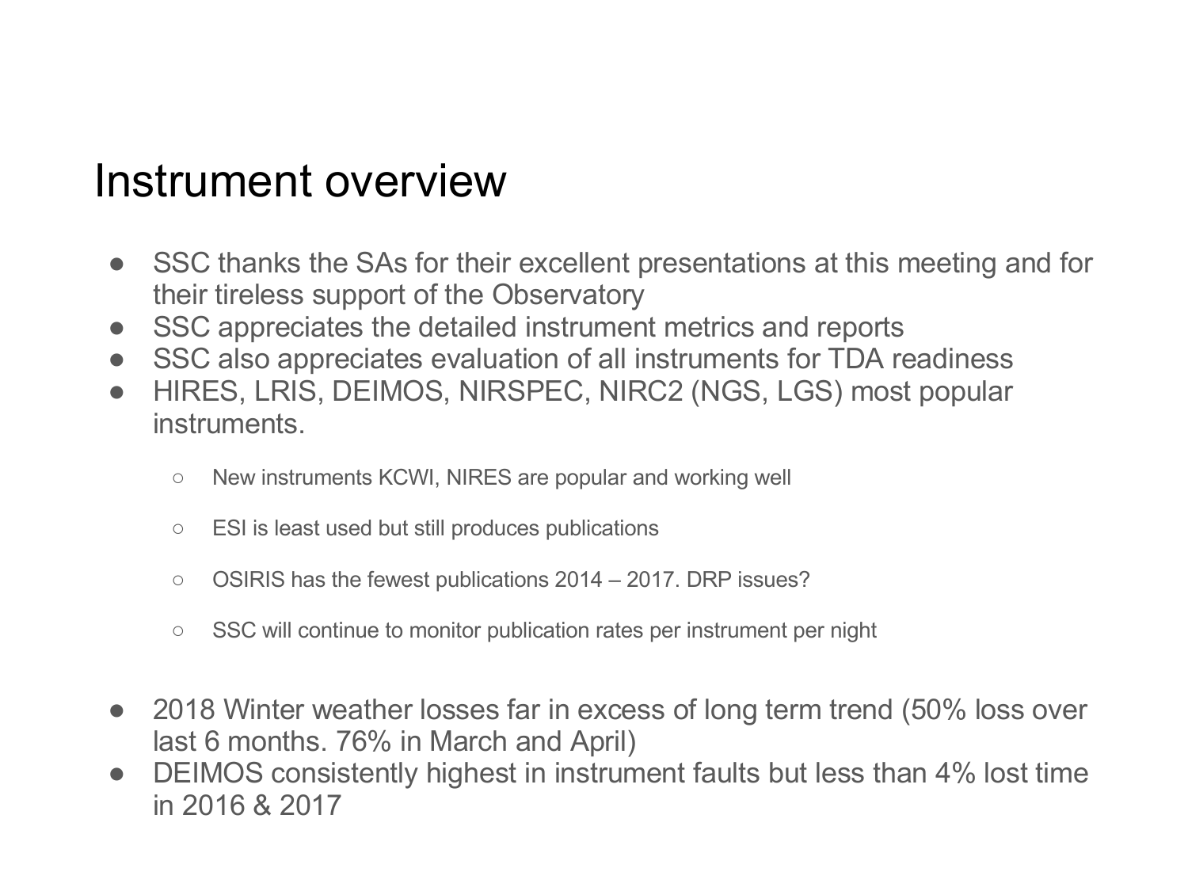# Instrument overview

- SSC thanks the SAs for their excellent presentations at this meeting and for their tireless support of the Observatory
- SSC appreciates the detailed instrument metrics and reports
- SSC also appreciates evaluation of all instruments for TDA readiness
- HIRES, LRIS, DEIMOS, NIRSPEC, NIRC2 (NGS, LGS) most popular instruments.
  - New instruments KCWI, NIRES are popular and working well
  - ESI is least used but still produces publications
  - OSIRIS has the fewest publications 2014 – 2017. DRP issues?
  - SSC will continue to monitor publication rates per instrument per night
- 2018 Winter weather losses far in excess of long term trend (50% loss over last 6 months. 76% in March and April)
- DEIMOS consistently highest in instrument faults but less than 4% lost time in 2016 & 2017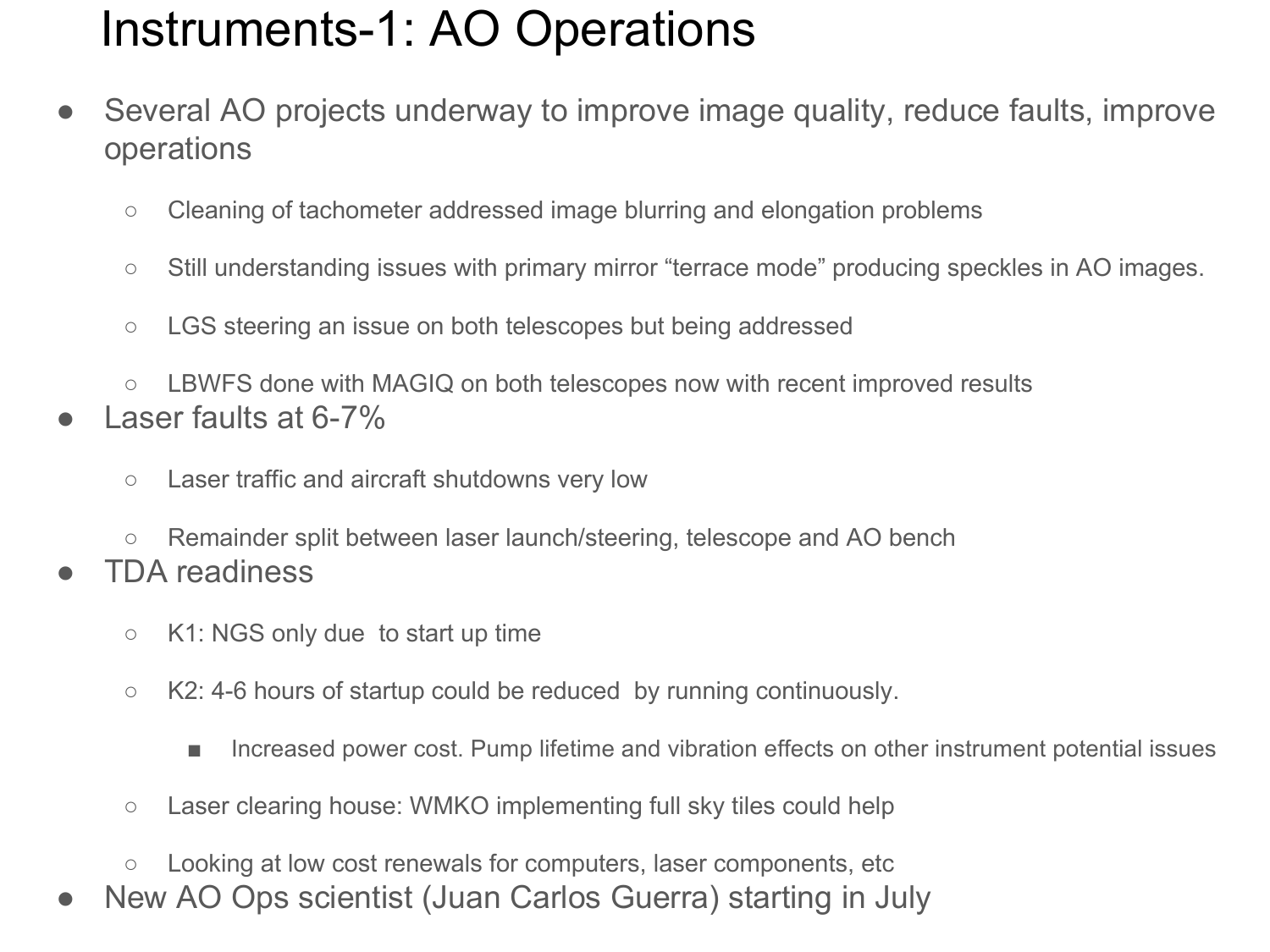# Instruments-1: AO Operations

- Several AO projects underway to improve image quality, reduce faults, improve operations
  - Cleaning of tachometer addressed image blurring and elongation problems
  - Still understanding issues with primary mirror "terrace mode" producing speckles in AO images.
  - LGS steering an issue on both telescopes but being addressed
  - LBWFS done with MAGIQ on both telescopes now with recent improved results
- Laser faults at 6-7%
  - Laser traffic and aircraft shutdowns very low
  - Remainder split between laser launch/steering, telescope and AO bench
- TDA readiness
  - K1: NGS only due to start up time
  - K2: 4-6 hours of startup could be reduced by running continuously.
    - Increased power cost. Pump lifetime and vibration effects on other instrument potential issues
  - Laser clearing house: WMKO implementing full sky tiles could help
  - Looking at low cost renewals for computers, laser components, etc
- New AO Ops scientist (Juan Carlos Guerra) starting in July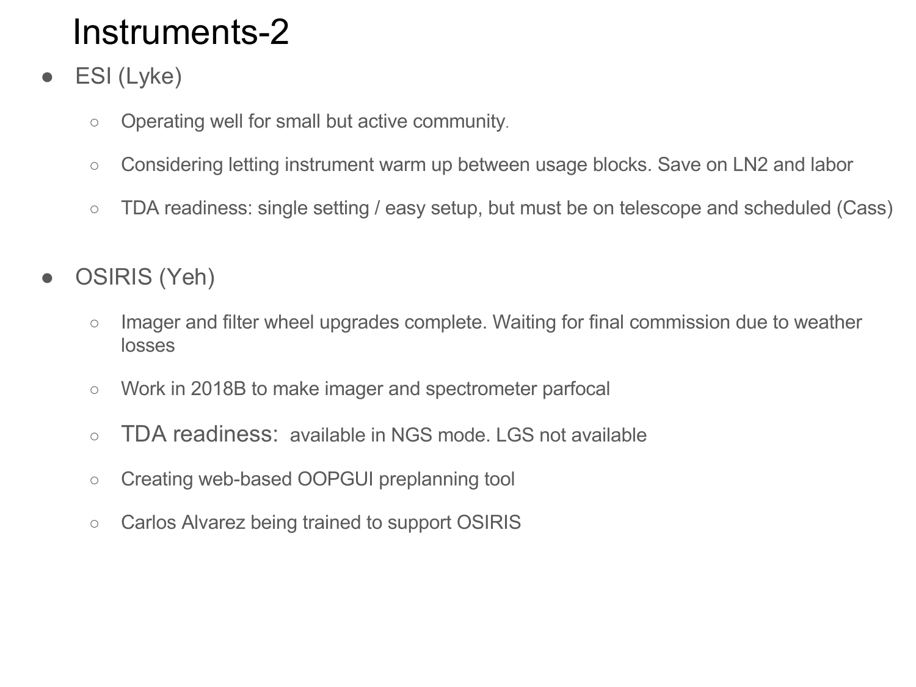# Instruments-2

- ESI (Lyke)
  - Operating well for small but active community.
  - Considering letting instrument warm up between usage blocks. Save on LN2 and labor
  - TDA readiness: single setting / easy setup, but must be on telescope and scheduled (Cass)

- OSIRIS (Yeh)
  - Imager and filter wheel upgrades complete. Waiting for final commission due to weather losses
  - Work in 2018B to make imager and spectrometer parfocal
  - TDA readiness: available in NGS mode. LGS not available
  - Creating web-based OOPGUI preplanning tool
  - Carlos Alvarez being trained to support OSIRIS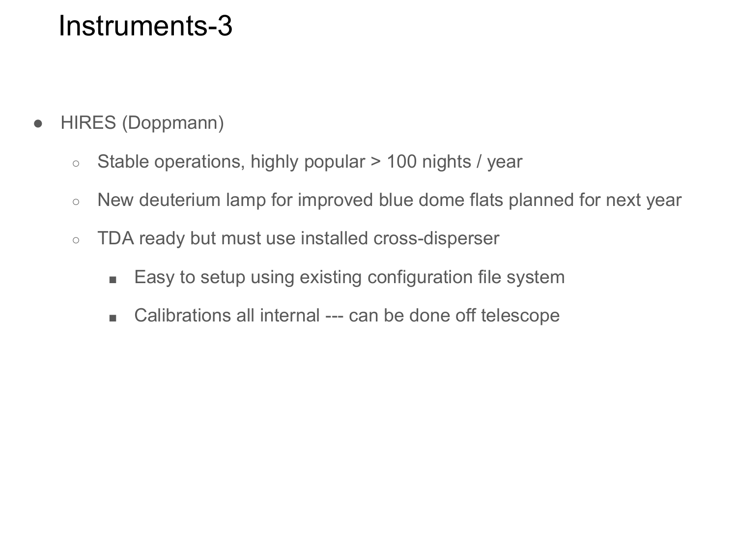# Instruments-3

- HIRES (Doppmann)
  - Stable operations, highly popular > 100 nights / year
  - New deuterium lamp for improved blue dome flats planned for next year
  - TDA ready but must use installed cross-disperser
    - Easy to setup using existing configuration file system
    - Calibrations all internal --- can be done off telescope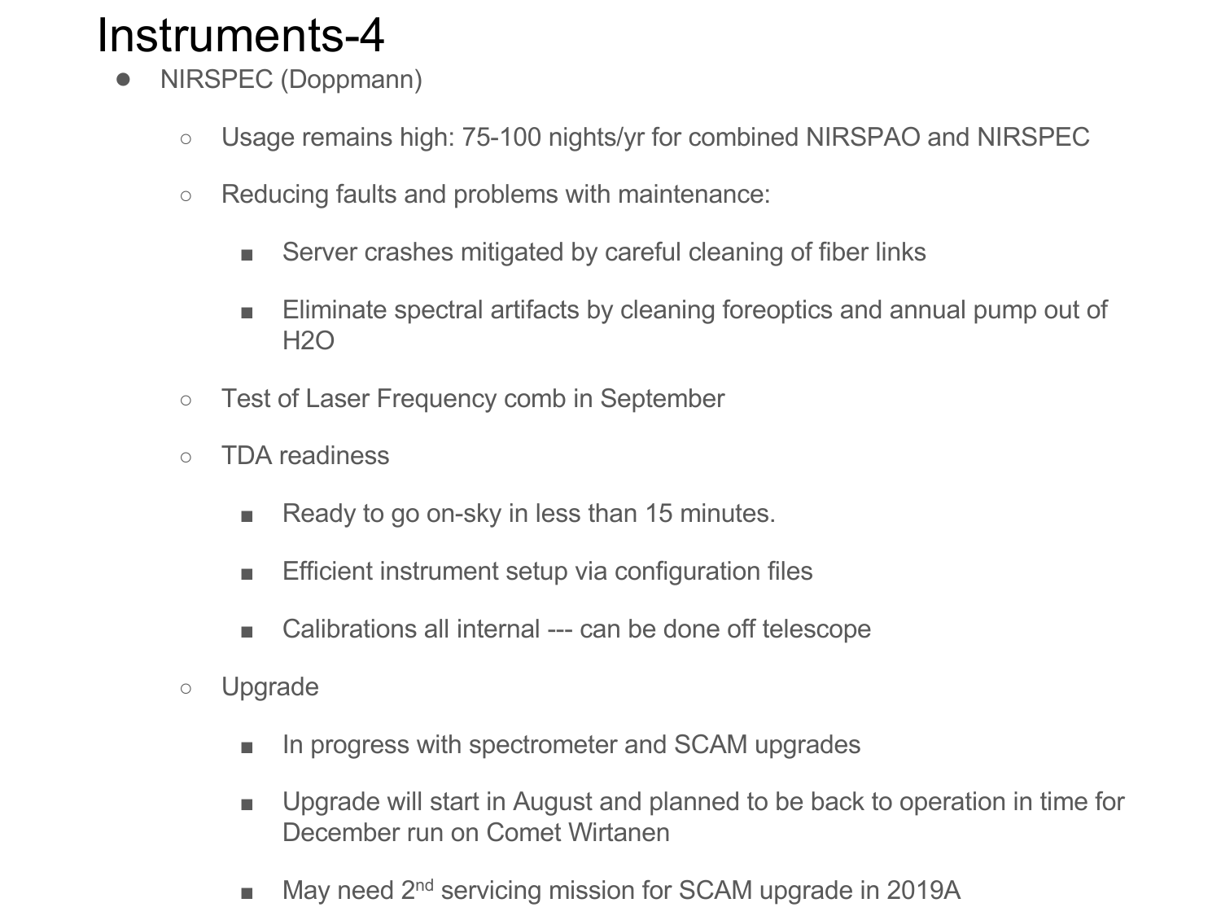# Instruments-4

- NIRSPEC (Doppmann)
  - Usage remains high: 75-100 nights/yr for combined NIRSPAO and NIRSPEC
  - Reducing faults and problems with maintenance:
    - Server crashes mitigated by careful cleaning of fiber links
    - Eliminate spectral artifacts by cleaning foreoptics and annual pump out of $H_2O$
  - Test of Laser Frequency comb in September
  - TDA readiness
    - Ready to go on-sky in less than 15 minutes.
    - Efficient instrument setup via configuration files
    - Calibrations all internal --- can be done off telescope
  - Upgrade
    - In progress with spectrometer and SCAM upgrades
    - Upgrade will start in August and planned to be back to operation in time for December run on Comet Wirtanen
    - May need 2nd servicing mission for SCAM upgrade in 2019A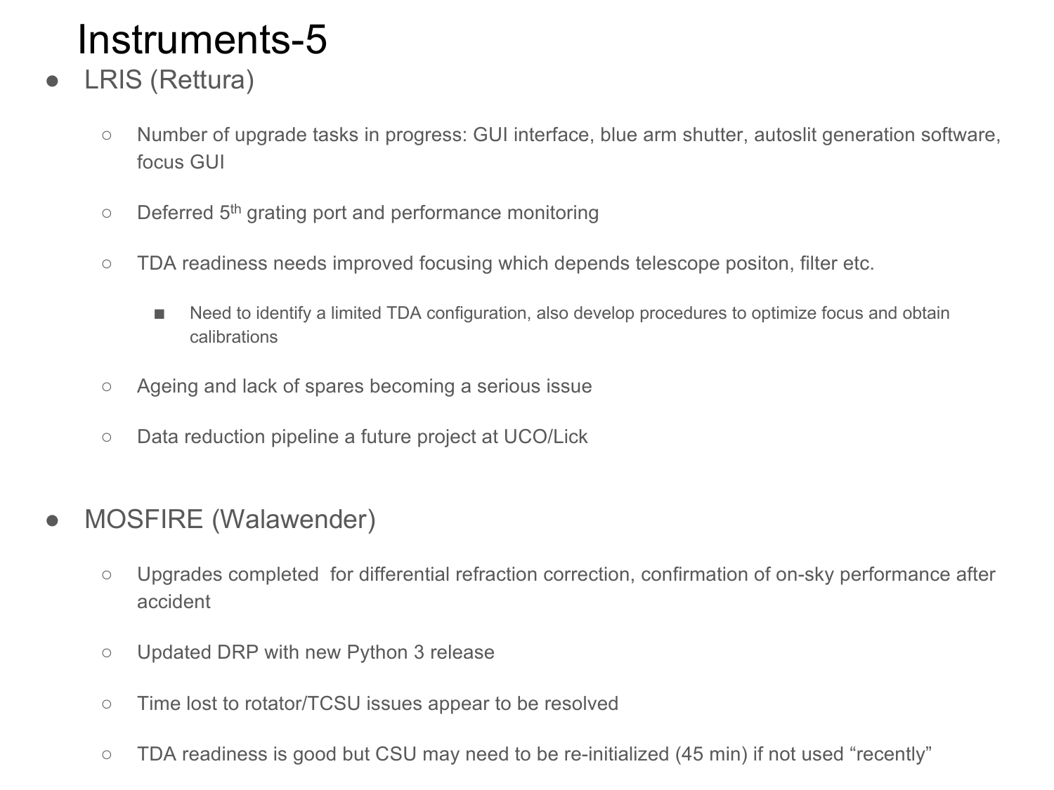# Instruments-5

- LRIS (Rettura)
  - Number of upgrade tasks in progress: GUI interface, blue arm shutter, autoslit generation software, focus GUI
  - Deferred 5th grating port and performance monitoring
  - TDA readiness needs improved focusing which depends telescope positon, filter etc.
    - Need to identify a limited TDA configuration, also develop procedures to optimize focus and obtain calibrations
  - Ageing and lack of spares becoming a serious issue
  - Data reduction pipeline a future project at UCO/Lick

- MOSFIRE (Walawender)
  - Upgrades completed for differential refraction correction, confirmation of on-sky performance after accident
  - Updated DRP with new Python 3 release
  - Time lost to rotator/TCSU issues appear to be resolved
  - TDA readiness is good but CSU may need to be re-initialized (45 min) if not used "recently"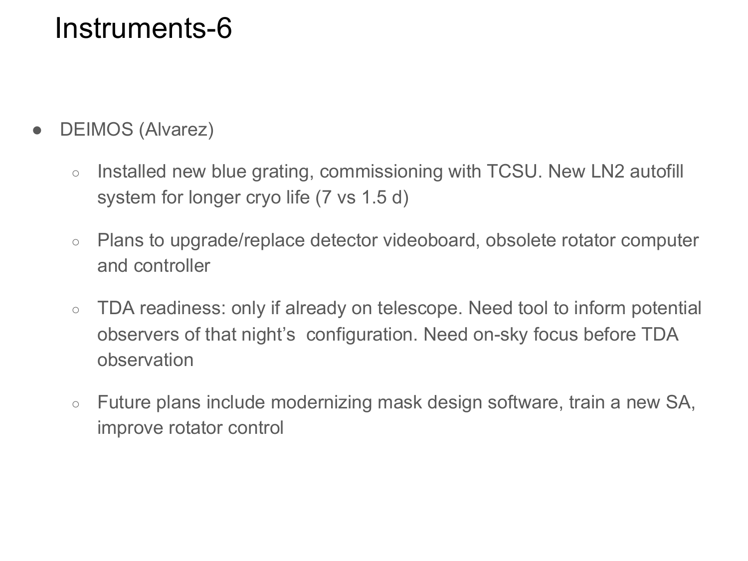# Instruments-6

- DEIMOS (Alvarez)
  - Installed new blue grating, commissioning with TCSU. New LN2 autofill system for longer cryo life (7 vs 1.5 d)
  - Plans to upgrade/replace detector videoboard, obsolete rotator computer and controller
  - TDA readiness: only if already on telescope. Need tool to inform potential observers of that night's configuration. Need on-sky focus before TDA observation
  - Future plans include modernizing mask design software, train a new SA, improve rotator control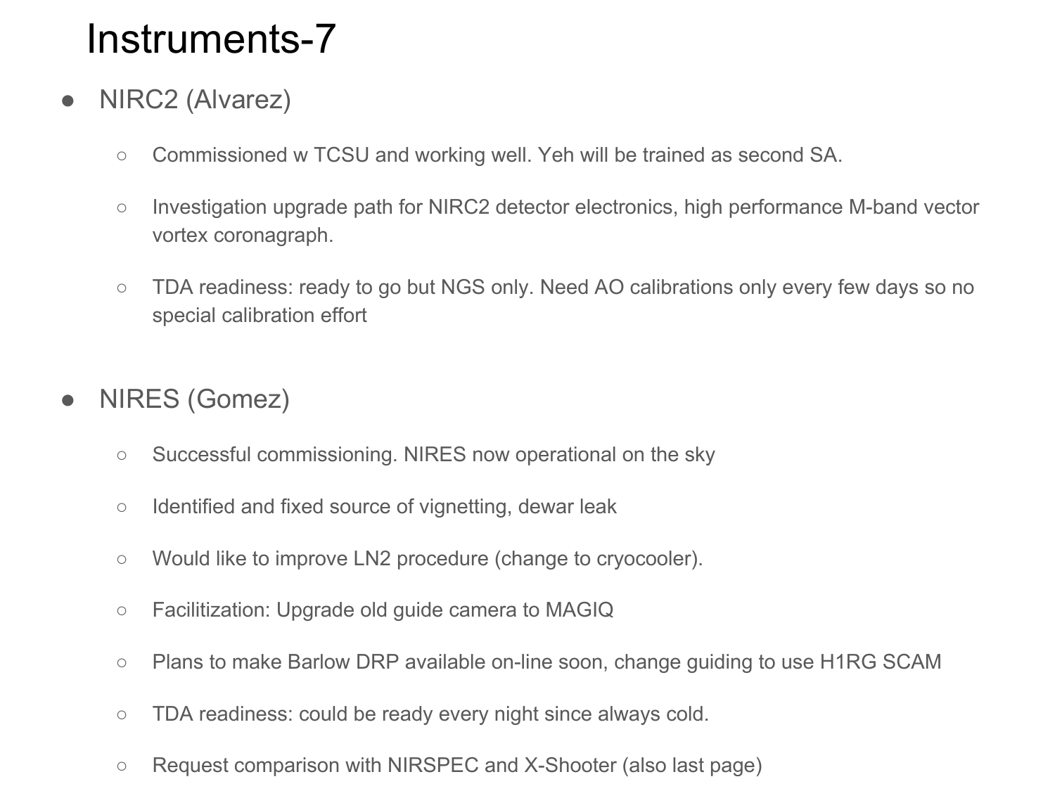# Instruments-7

- NIRC2 (Alvarez)
  - Commissioned w TCSU and working well. Yeh will be trained as second SA.
  - Investigation upgrade path for NIRC2 detector electronics, high performance M-band vector vortex coronagraph.
  - TDA readiness: ready to go but NGS only. Need AO calibrations only every few days so no special calibration effort

- NIRES (Gomez)
  - Successful commissioning. NIRES now operational on the sky
  - Identified and fixed source of vignetting, dewar leak
  - Would like to improve LN2 procedure (change to cryocooler).
  - Facilitization: Upgrade old guide camera to MAGIQ
  - Plans to make Barlow DRP available on-line soon, change guiding to use H1RG SCAM
  - TDA readiness: could be ready every night since always cold.
  - Request comparison with NIRSPEC and X-Shooter (also last page)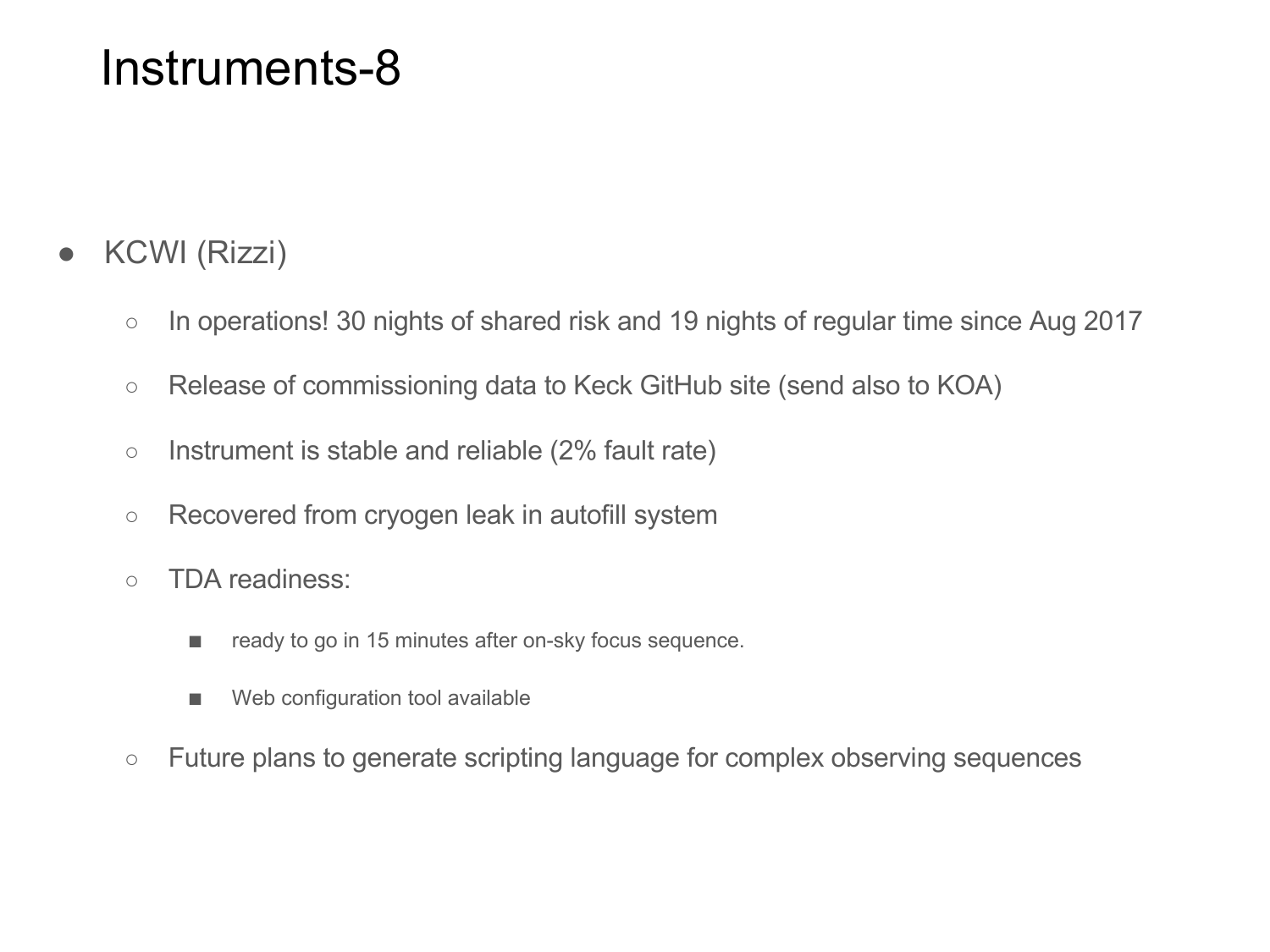# Instruments-8

- KCWI (Rizzi)
  - In operations! 30 nights of shared risk and 19 nights of regular time since Aug 2017
  - Release of commissioning data to Keck GitHub site (send also to KOA)
  - Instrument is stable and reliable (2% fault rate)
  - Recovered from cryogen leak in autofill system
  - TDA readiness:
    - ready to go in 15 minutes after on-sky focus sequence.
    - Web configuration tool available
  - Future plans to generate scripting language for complex observing sequences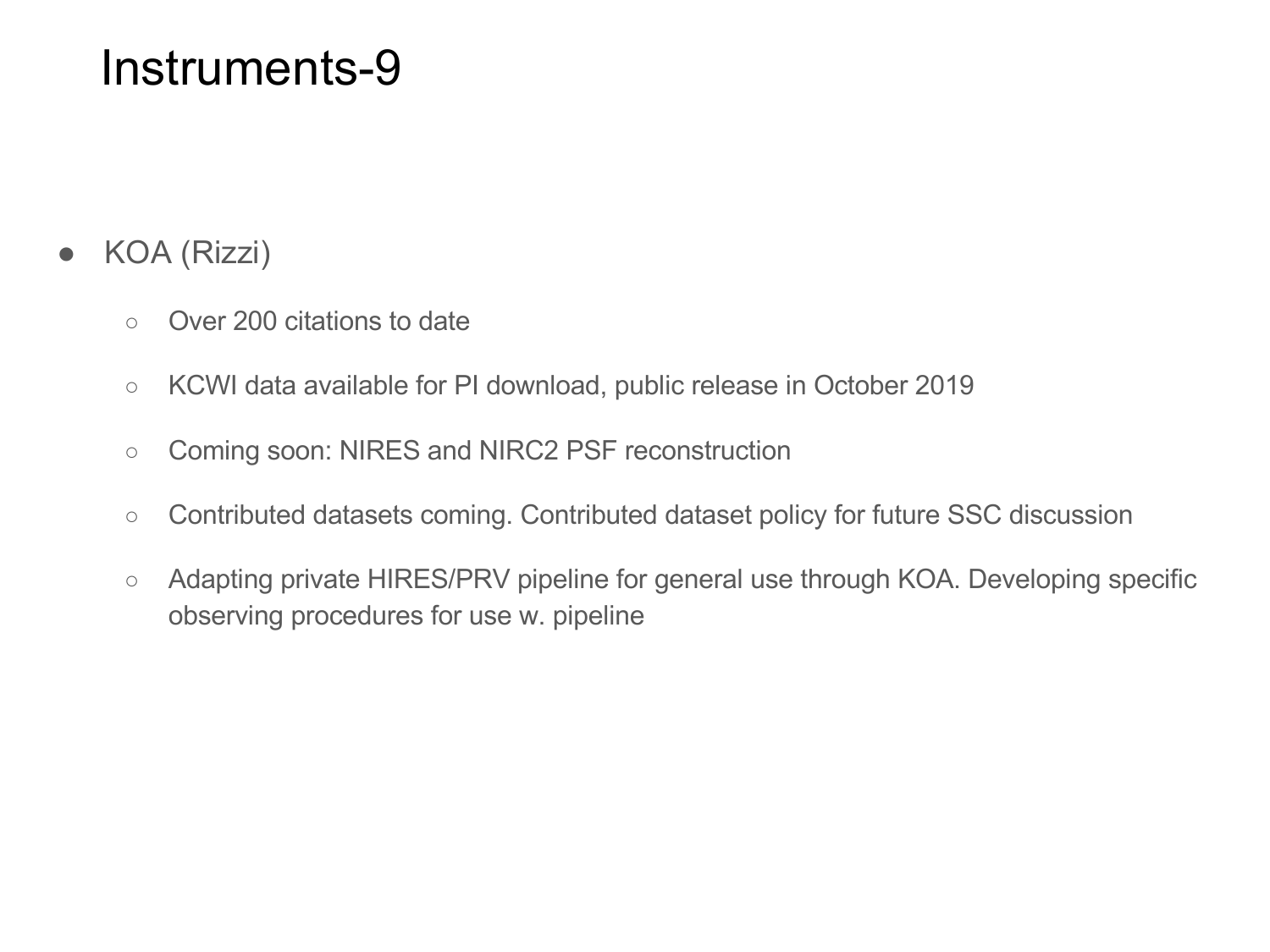# Instruments-9

- KOA (Rizzi)
    - Over 200 citations to date
    - KCWI data available for PI download, public release in October 2019
    - Coming soon: NIRES and NIRC2 PSF reconstruction
    - Contributed datasets coming. Contributed dataset policy for future SSC discussion
    - Adapting private HIRES/PRV pipeline for general use through KOA. Developing specific observing procedures for use w. pipeline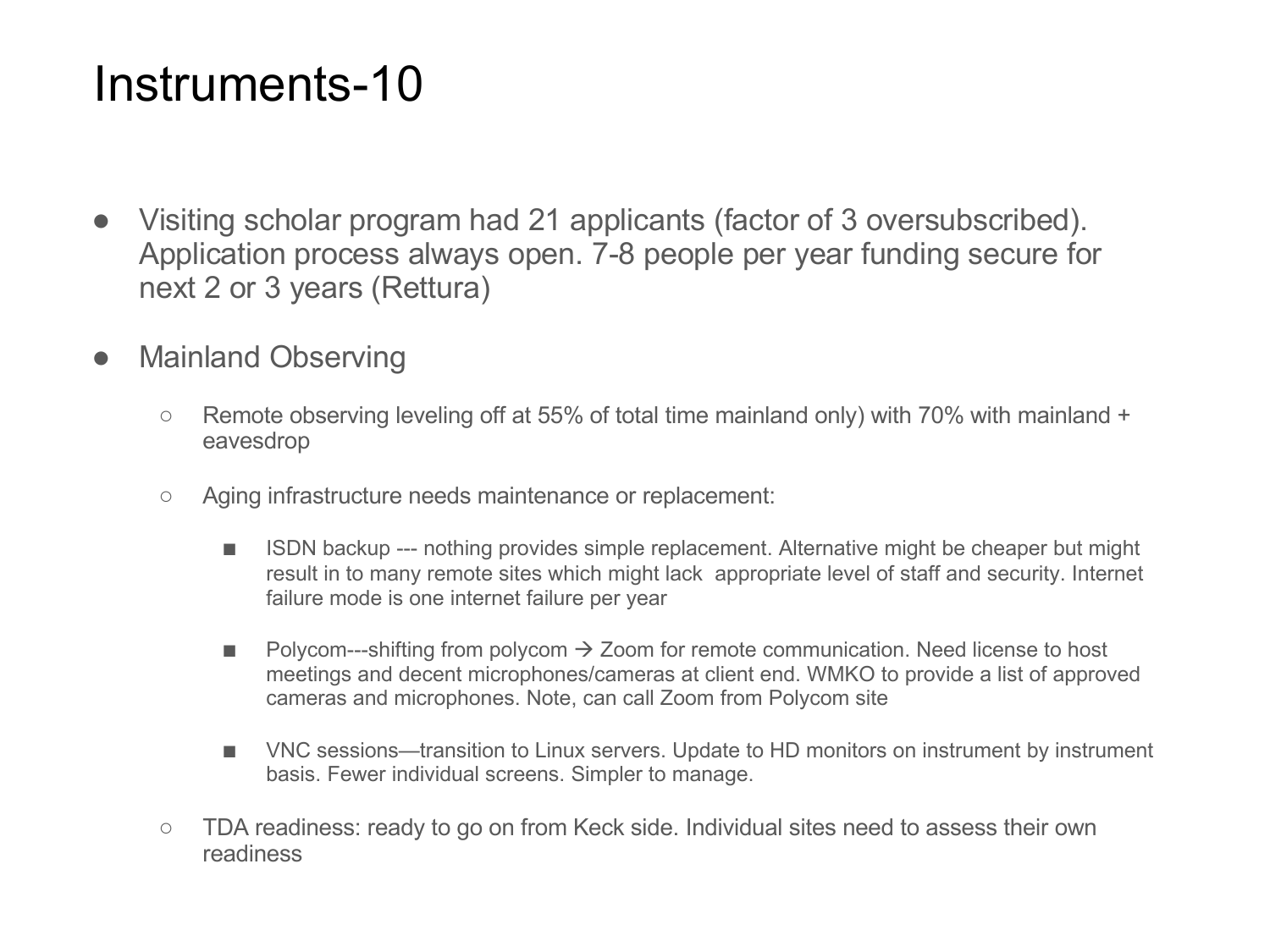# Instruments-10

- Visiting scholar program had 21 applicants (factor of 3 oversubscribed). Application process always open. 7-8 people per year funding secure for next 2 or 3 years (Rettura)

- Mainland Observing

  - Remote observing leveling off at 55% of total time mainland only) with 70% with mainland + eavesdrop

  - Aging infrastructure needs maintenance or replacement:

    - ISDN backup --- nothing provides simple replacement. Alternative might be cheaper but might result in to many remote sites which might lack  appropriate level of staff and security. Internet failure mode is one internet failure per year

    - Polycom---shifting from polycom → Zoom for remote communication. Need license to host meetings and decent microphones/cameras at client end. WMKO to provide a list of approved cameras and microphones. Note, can call Zoom from Polycom site

    - VNC sessions—transition to Linux servers. Update to HD monitors on instrument by instrument basis. Fewer individual screens. Simpler to manage.

  - TDA readiness: ready to go on from Keck side. Individual sites need to assess their own readiness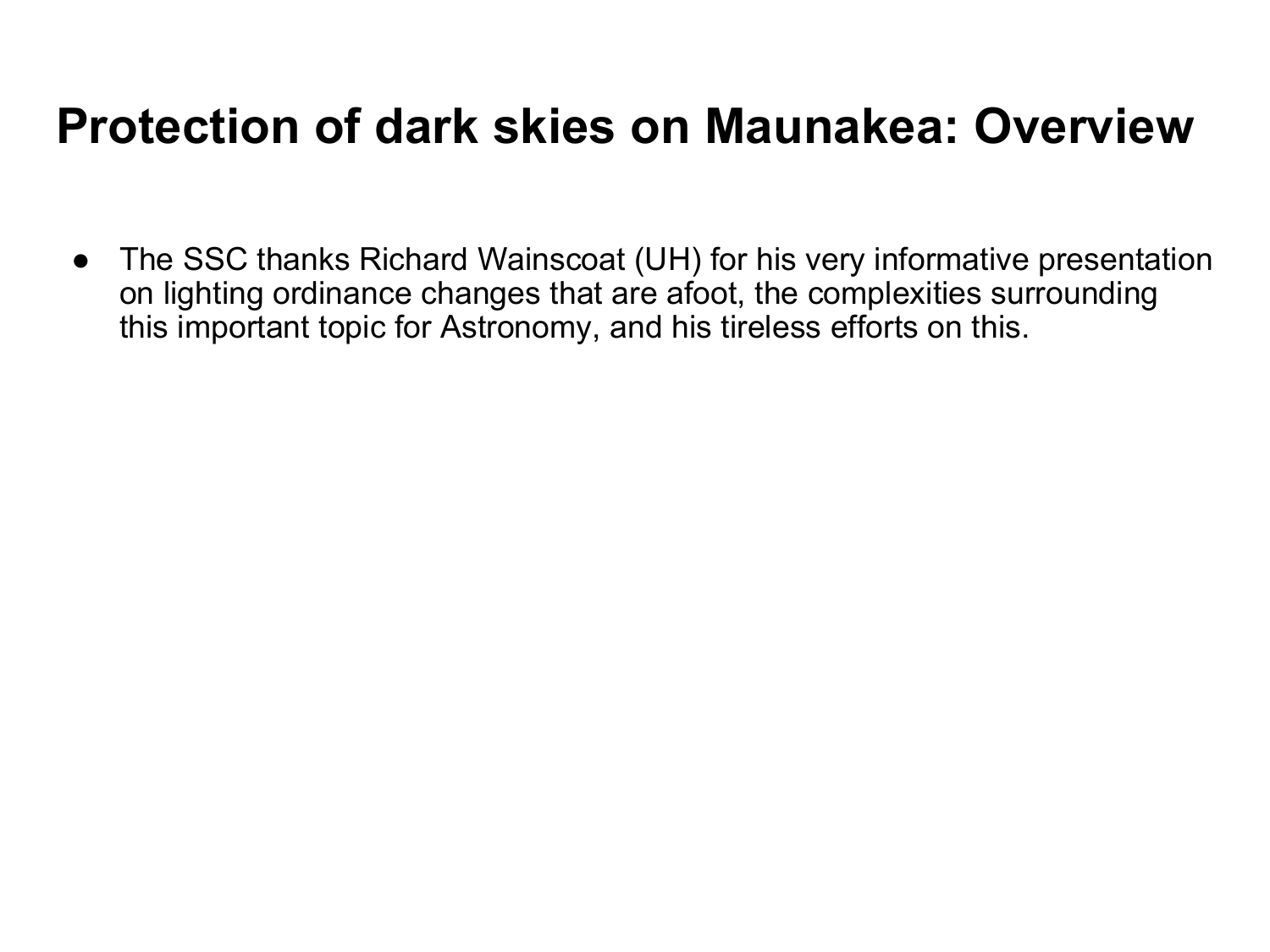# Protection of dark skies on Maunakea: Overview

- The SSC thanks Richard Wainscoat (UH) for his very informative presentation on lighting ordinance changes that are afoot, the complexities surrounding this important topic for Astronomy, and his tireless efforts on this.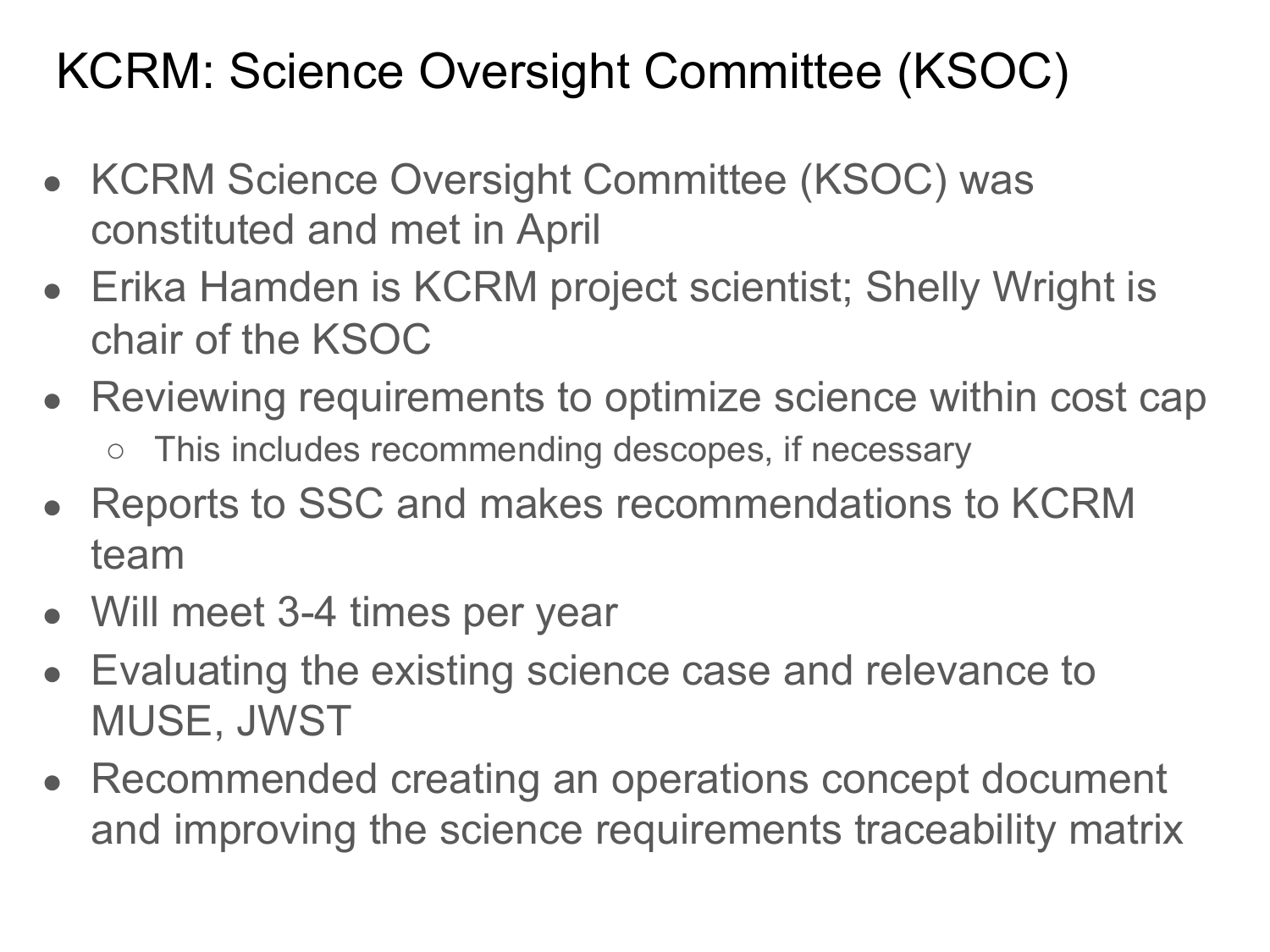# KCRM: Science Oversight Committee (KSOC)

- KCRM Science Oversight Committee (KSOC) was constituted and met in April
- Erika Hamden is KCRM project scientist; Shelly Wright is chair of the KSOC
- Reviewing requirements to optimize science within cost cap
  - This includes recommending descopes, if necessary
- Reports to SSC and makes recommendations to KCRM team
- Will meet 3-4 times per year
- Evaluating the existing science case and relevance to MUSE, JWST
- Recommended creating an operations concept document and improving the science requirements traceability matrix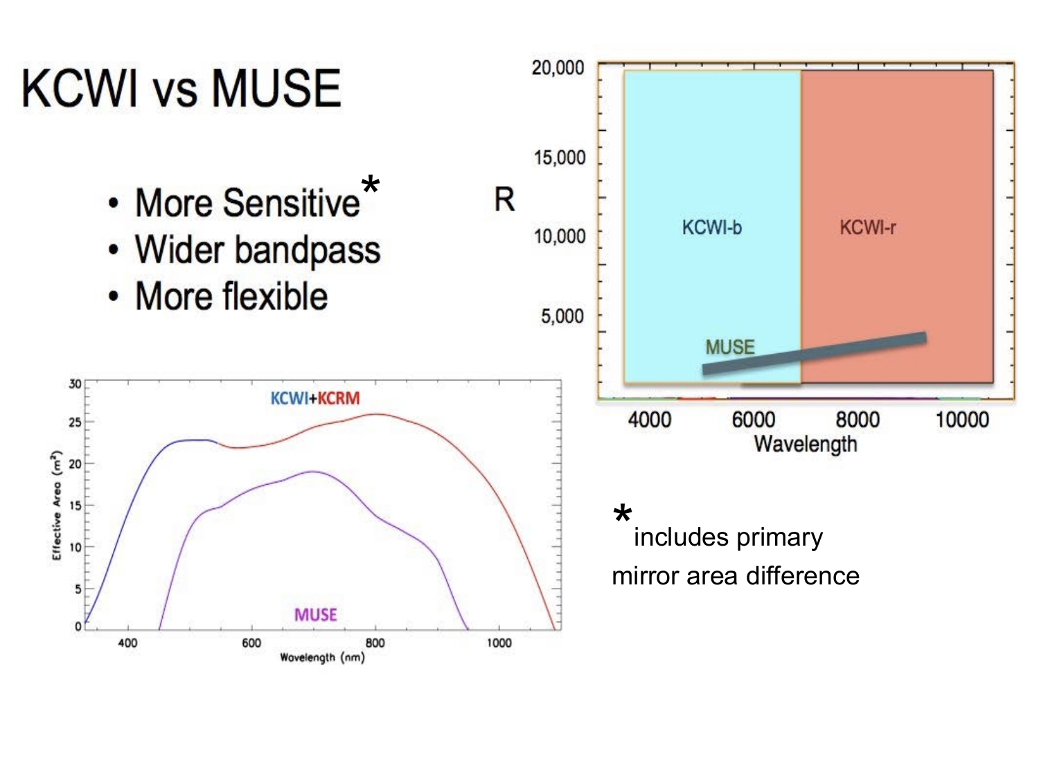# KCWI vs MUSE

- More Sensitive*
- Wider bandpass
- More flexible

*includes primary mirror area difference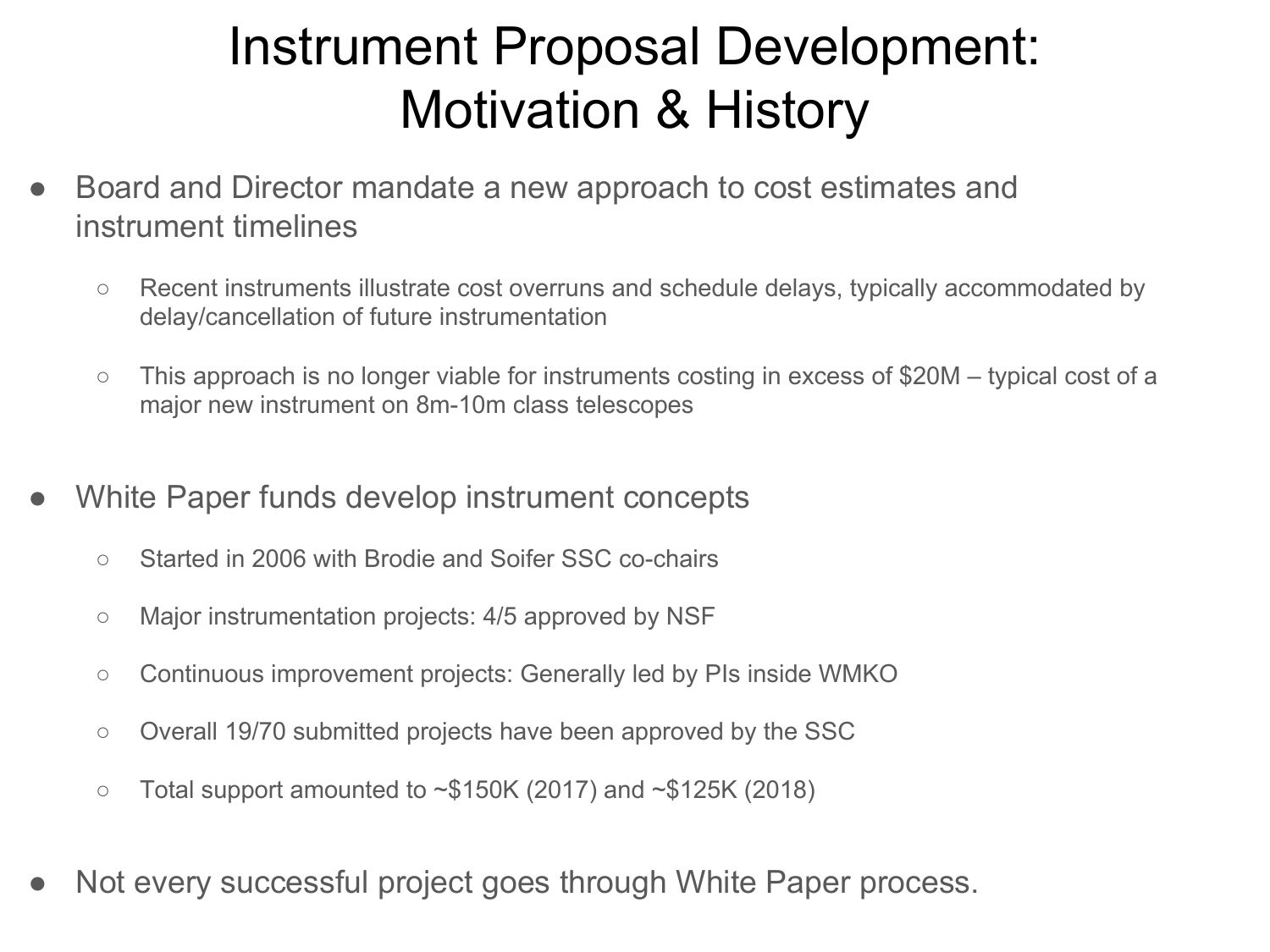# Instrument Proposal Development: Motivation & History

- Board and Director mandate a new approach to cost estimates and instrument timelines
  - Recent instruments illustrate cost overruns and schedule delays, typically accommodated by delay/cancellation of future instrumentation
  - This approach is no longer viable for instruments costing in excess of $20M – typical cost of a major new instrument on 8m-10m class telescopes

- White Paper funds develop instrument concepts
  - Started in 2006 with Brodie and Soifer SSC co-chairs
  - Major instrumentation projects: 4/5 approved by NSF
  - Continuous improvement projects: Generally led by PIs inside WMKO
  - Overall 19/70 submitted projects have been approved by the SSC
  - Total support amounted to ~$150K (2017) and ~$125K (2018)

- Not every successful project goes through White Paper process.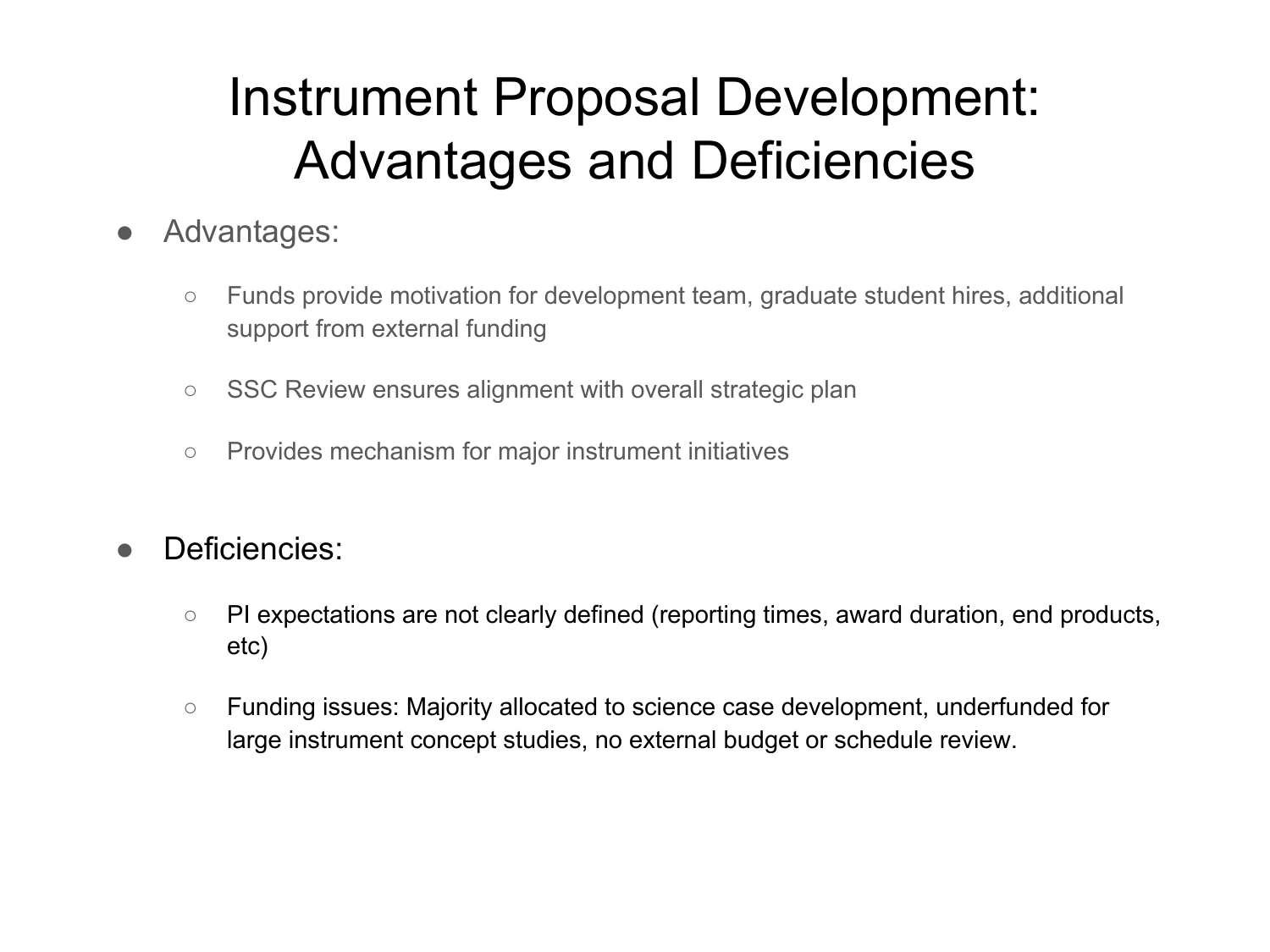# Instrument Proposal Development: Advantages and Deficiencies

- Advantages:
  - Funds provide motivation for development team, graduate student hires, additional support from external funding
  - SSC Review ensures alignment with overall strategic plan
  - Provides mechanism for major instrument initiatives

- Deficiencies:
  - PI expectations are not clearly defined (reporting times, award duration, end products, etc)
  - Funding issues: Majority allocated to science case development, underfunded for large instrument concept studies, no external budget or schedule review.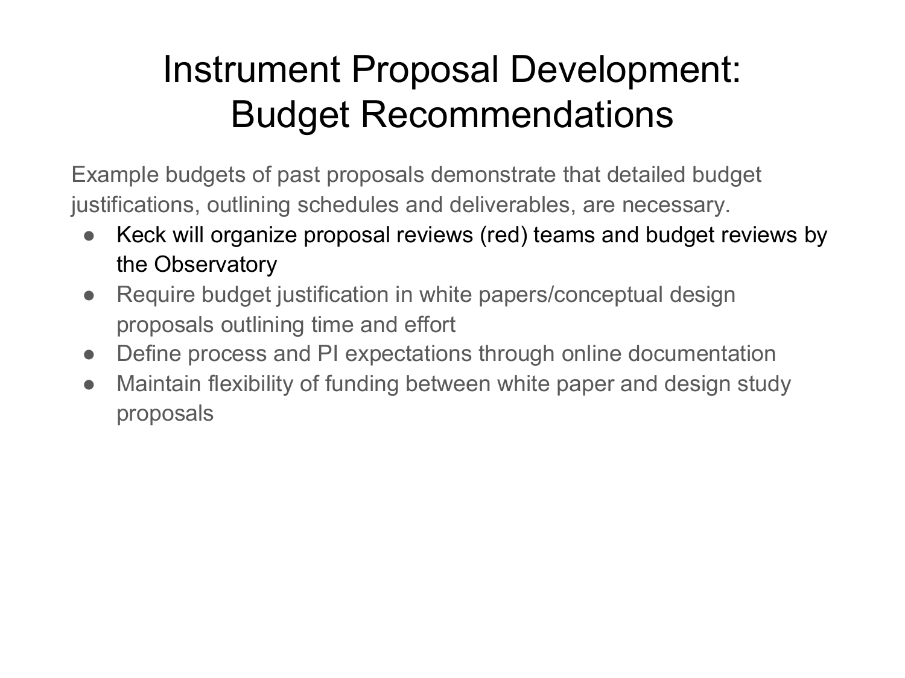# Instrument Proposal Development: Budget Recommendations

Example budgets of past proposals demonstrate that detailed budget justifications, outlining schedules and deliverables, are necessary.

- Keck will organize proposal reviews (red) teams and budget reviews by the Observatory
- Require budget justification in white papers/conceptual design proposals outlining time and effort
- Define process and PI expectations through online documentation
- Maintain flexibility of funding between white paper and design study proposals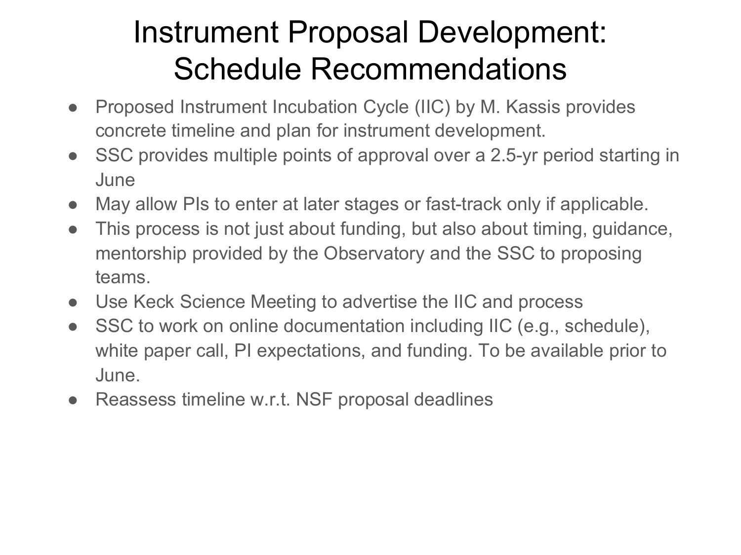# Instrument Proposal Development: Schedule Recommendations

- Proposed Instrument Incubation Cycle (IIC) by M. Kassis provides concrete timeline and plan for instrument development.
- SSC provides multiple points of approval over a 2.5-yr period starting in June
- May allow PIs to enter at later stages or fast-track only if applicable.
- This process is not just about funding, but also about timing, guidance, mentorship provided by the Observatory and the SSC to proposing teams.
- Use Keck Science Meeting to advertise the IIC and process
- SSC to work on online documentation including IIC (e.g., schedule), white paper call, PI expectations, and funding. To be available prior to June.
- Reassess timeline w.r.t. NSF proposal deadlines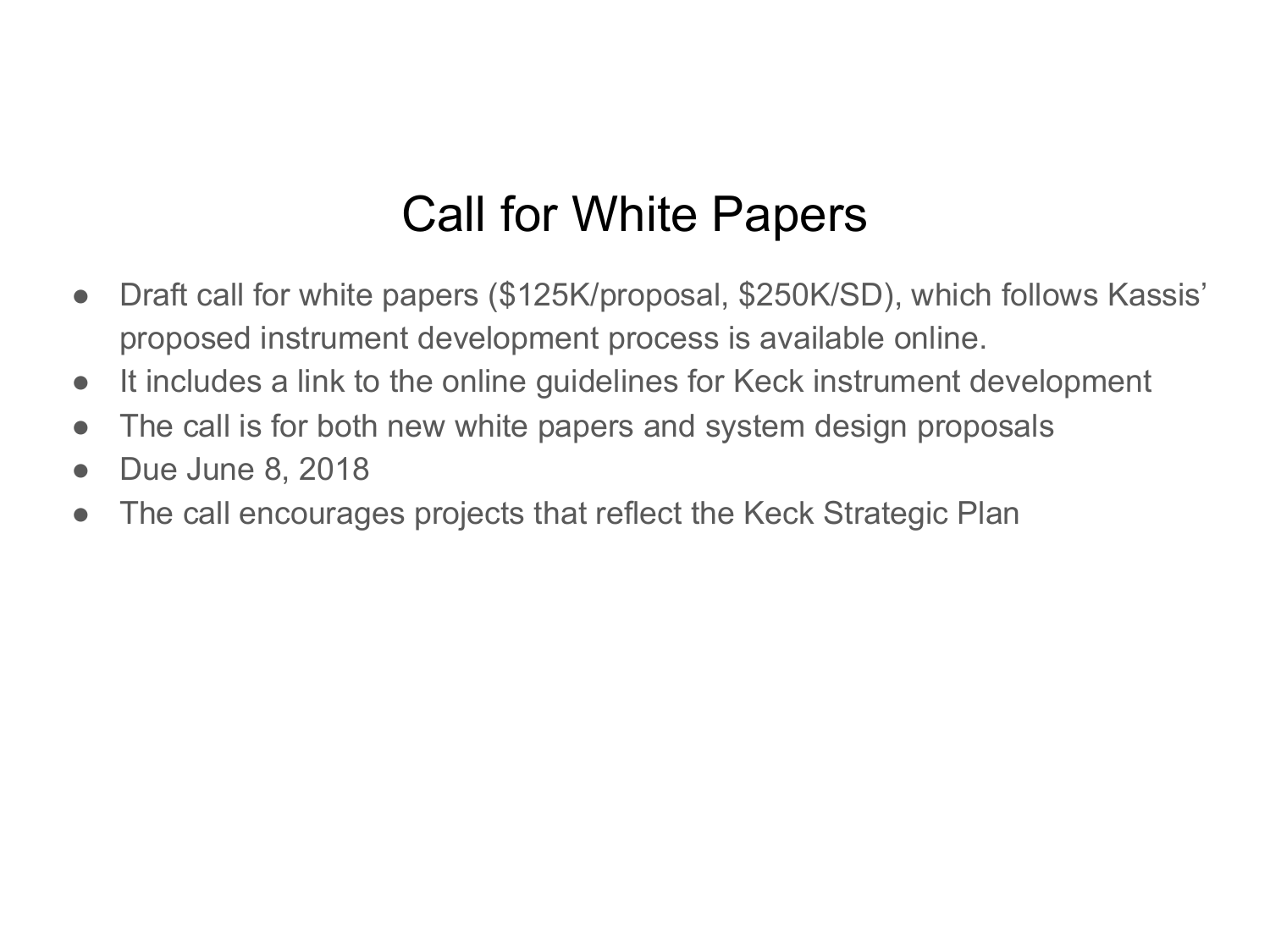# Call for White Papers

- Draft call for white papers ($125K/proposal, $250K/SD), which follows Kassis' proposed instrument development process is available online.
- It includes a link to the online guidelines for Keck instrument development
- The call is for both new white papers and system design proposals
- Due June 8, 2018
- The call encourages projects that reflect the Keck Strategic Plan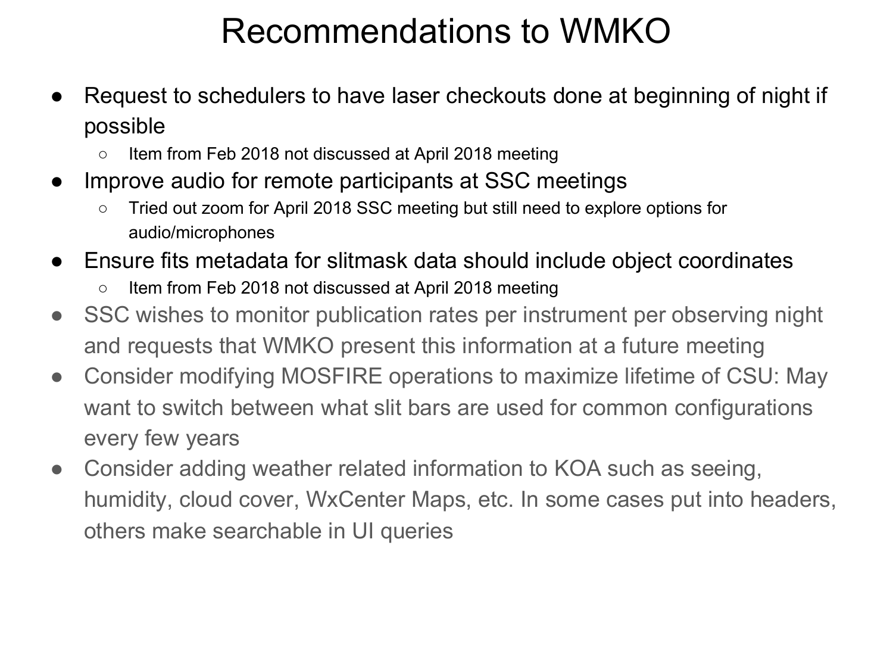# Recommendations to WMKO

- Request to schedulers to have laser checkouts done at beginning of night if possible
  - Item from Feb 2018 not discussed at April 2018 meeting
- Improve audio for remote participants at SSC meetings
  - Tried out zoom for April 2018 SSC meeting but still need to explore options for audio/microphones
- Ensure fits metadata for slitmask data should include object coordinates
  - Item from Feb 2018 not discussed at April 2018 meeting
- SSC wishes to monitor publication rates per instrument per observing night and requests that WMKO present this information at a future meeting
- Consider modifying MOSFIRE operations to maximize lifetime of CSU: May want to switch between what slit bars are used for common configurations every few years
- Consider adding weather related information to KOA such as seeing, humidity, cloud cover, WxCenter Maps, etc. In some cases put into headers, others make searchable in UI queries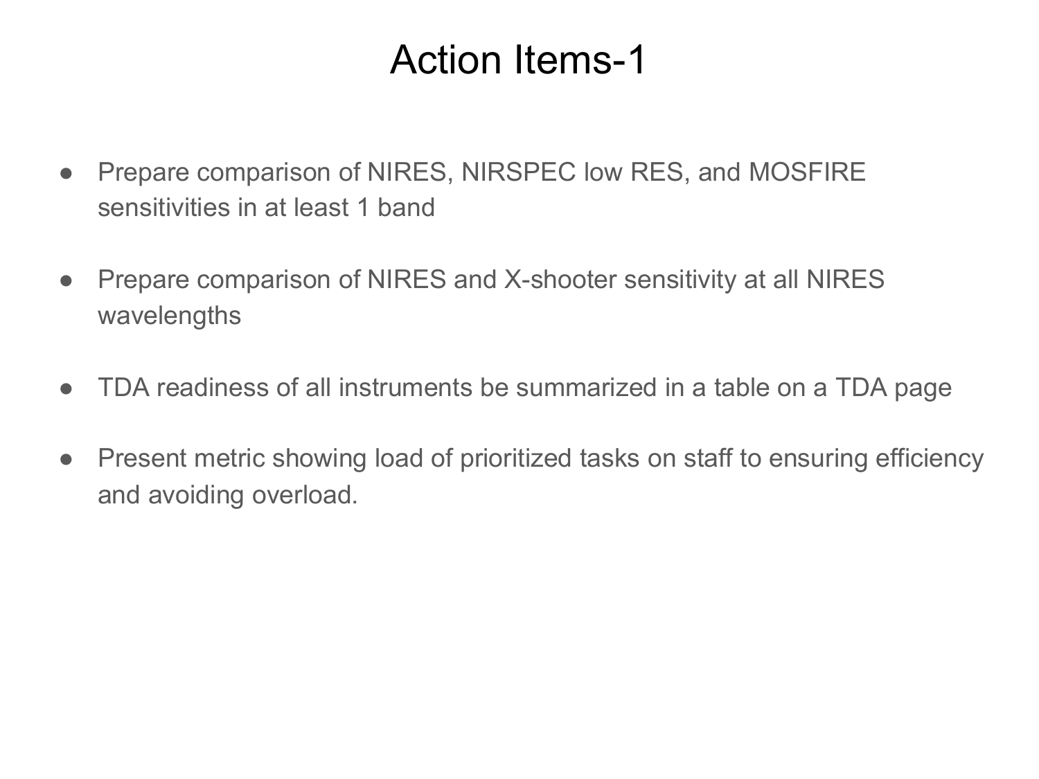# Action Items-1

- Prepare comparison of NIRES, NIRSPEC low RES, and MOSFIRE sensitivities in at least 1 band

- Prepare comparison of NIRES and X-shooter sensitivity at all NIRES wavelengths

- TDA readiness of all instruments be summarized in a table on a TDA page

- Present metric showing load of prioritized tasks on staff to ensuring efficiency and avoiding overload.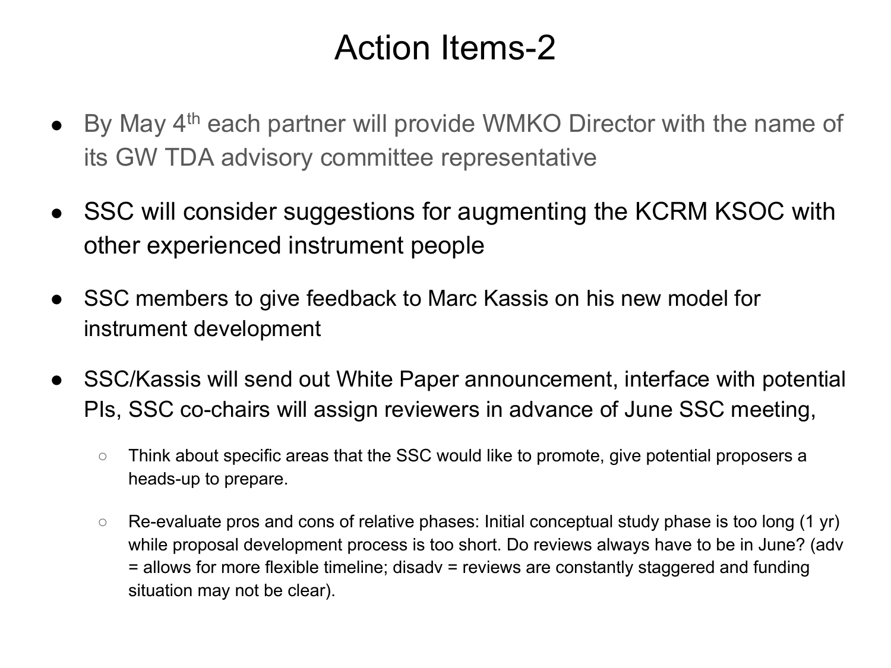# Action Items-2

- By May 4th each partner will provide WMKO Director with the name of its GW TDA advisory committee representative
- SSC will consider suggestions for augmenting the KCRM KSOC with other experienced instrument people
- SSC members to give feedback to Marc Kassis on his new model for instrument development
- SSC/Kassis will send out White Paper announcement, interface with potential PIs, SSC co-chairs will assign reviewers in advance of June SSC meeting,
  - Think about specific areas that the SSC would like to promote, give potential proposers a heads-up to prepare.
  - Re-evaluate pros and cons of relative phases: Initial conceptual study phase is too long (1 yr) while proposal development process is too short. Do reviews always have to be in June? (adv = allows for more flexible timeline; disadv = reviews are constantly staggered and funding situation may not be clear).